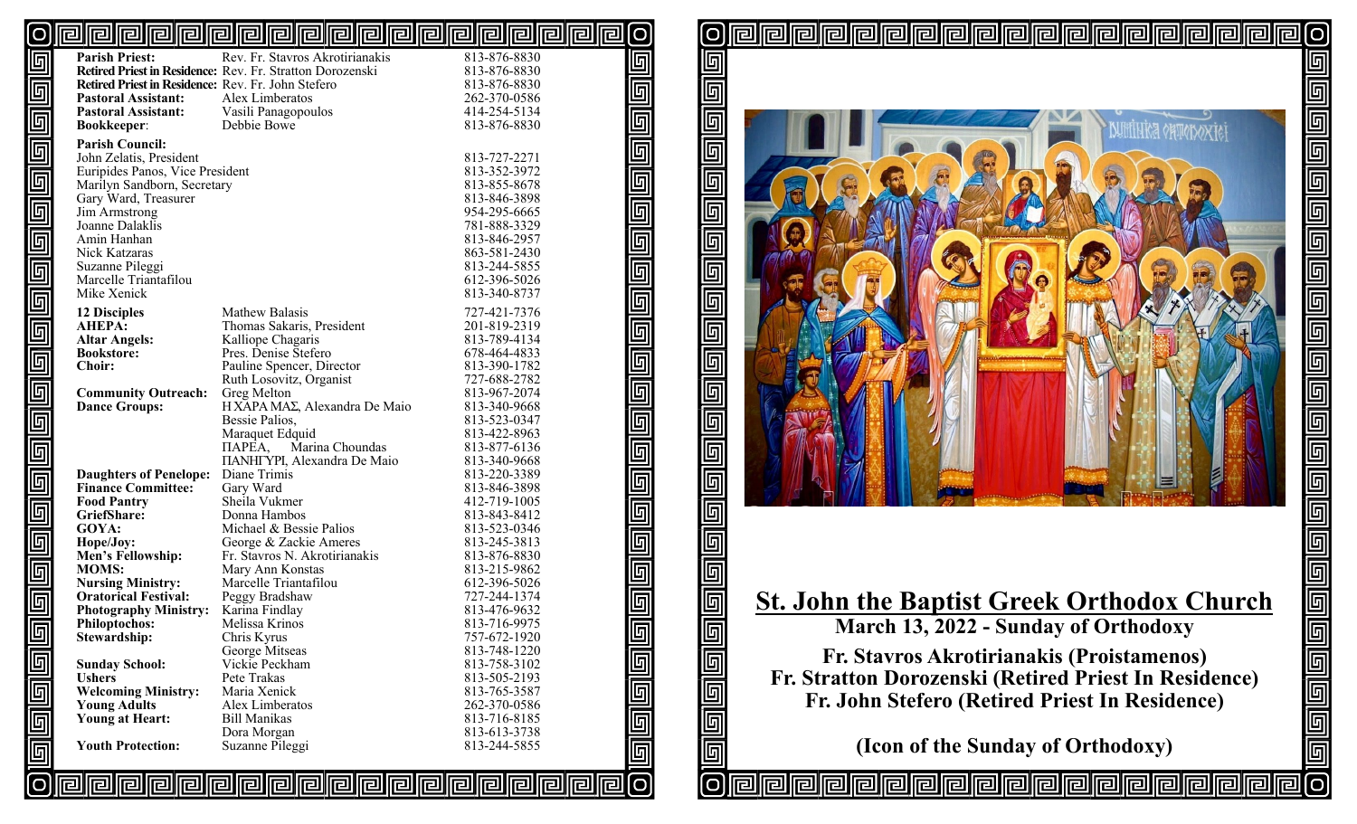| | | |
|---|---|---|
| **Parish Priest:** | Rev. Fr. Stavros Akrotirianakis | 813-876-8830 |
| **Retired Priest in Residence:** | Rev. Fr. Stratton Dorozenski | 813-876-8830 |
| **Retired Priest in Residence:** | Rev. Fr. John Stefero | 813-876-8830 |
| **Pastoral Assistant:** | Alex Limberatos | 262-370-0586 |
| **Pastoral Assistant:** | Vasili Panagopoulos | 414-254-5134 |
| **Bookkeeper**: | Debbie Bowe | 813-876-8830 |

**Parish Council:**

| | |
|---|---|
| John Zelatis, President | 813-727-2271 |
| Euripides Panos, Vice President | 813-352-3972 |
| Marilyn Sandborn, Secretary | 813-855-8678 |
| Gary Ward, Treasurer | 813-846-3898 |
| Jim Armstrong | 954-295-6665 |
| Joanne Dalaklis | 781-888-3329 |
| Amin Hanhan | 813-846-2957 |
| Nick Katzaras | 863-581-2430 |
| Suzanne Pileggi | 813-244-5855 |
| Marcelle Triantafilou | 612-396-5026 |
| Mike Xenick | 813-340-8737 |

| | | |
|---|---|---|
| **12 Disciples** | Mathew Balasis | 727-421-7376 |
| **AHEPA:** | Thomas Sakaris, President | 201-819-2319 |
| **Altar Angels:** | Kalliope Chagaris | 813-789-4134 |
| **Bookstore:** | Pres. Denise Stefero | 678-464-4833 |
| **Choir:** | Pauline Spencer, Director | 813-390-1782 |
| | Ruth Losovitz, Organist | 727-688-2782 |
| **Community Outreach:** | Greg Melton | 813-967-2074 |
| **Dance Groups:** | Η ΧΑΡΑ ΜΑΣ, Alexandra De Maio | 813-340-9668 |
| | Bessie Palios, | 813-523-0347 |
| | Maraquet Edquid | 813-422-8963 |
| | ΠΑΡΕΑ, Marina Choundas | 813-877-6136 |
| | ΠΑΝΗΓΥΡΙ, Alexandra De Maio | 813-340-9668 |
| **Daughters of Penelope:** | Diane Trimis | 813-220-3389 |
| **Finance Committee:** | Gary Ward | 813-846-3898 |
| **Food Pantry** | Sheila Vukmer | 412-719-1005 |
| **GriefShare:** | Donna Hambos | 813-843-8412 |
| **GOYA:** | Michael & Bessie Palios | 813-523-0346 |
| **Hope/Joy:** | George & Zackie Ameres | 813-245-3813 |
| **Men's Fellowship:** | Fr. Stavros N. Akrotirianakis | 813-876-8830 |
| **MOMS:** | Mary Ann Konstas | 813-215-9862 |
| **Nursing Ministry:** | Marcelle Triantafilou | 612-396-5026 |
| **Oratorical Festival:** | Peggy Bradshaw | 727-244-1374 |
| **Photography Ministry:** | Karina Findlay | 813-476-9632 |
| **Philoptochos:** | Melissa Krinos | 813-716-9975 |
| **Stewardship:** | Chris Kyrus | 757-672-1920 |
| | George Mitseas | 813-748-1220 |
| **Sunday School:** | Vickie Peckham | 813-758-3102 |
| **Ushers** | Pete Trakas | 813-505-2193 |
| **Welcoming Ministry:** | Maria Xenick | 813-765-3587 |
| **Young Adults** | Alex Limberatos | 262-370-0586 |
| **Young at Heart:** | Bill Manikas | 813-716-8185 |
| | Dora Morgan | 813-613-3738 |
| **Youth Protection:** | Suzanne Pileggi | 813-244-5855 |

# St. John the Baptist Greek Orthodox Church

## March 13, 2022 - Sunday of Orthodoxy

**Fr. Stavros Akrotirianakis (Proistamenos)**
**Fr. Stratton Dorozenski (Retired Priest In Residence)**
**Fr. John Stefero (Retired Priest In Residence)**

**(Icon of the Sunday of Orthodoxy)**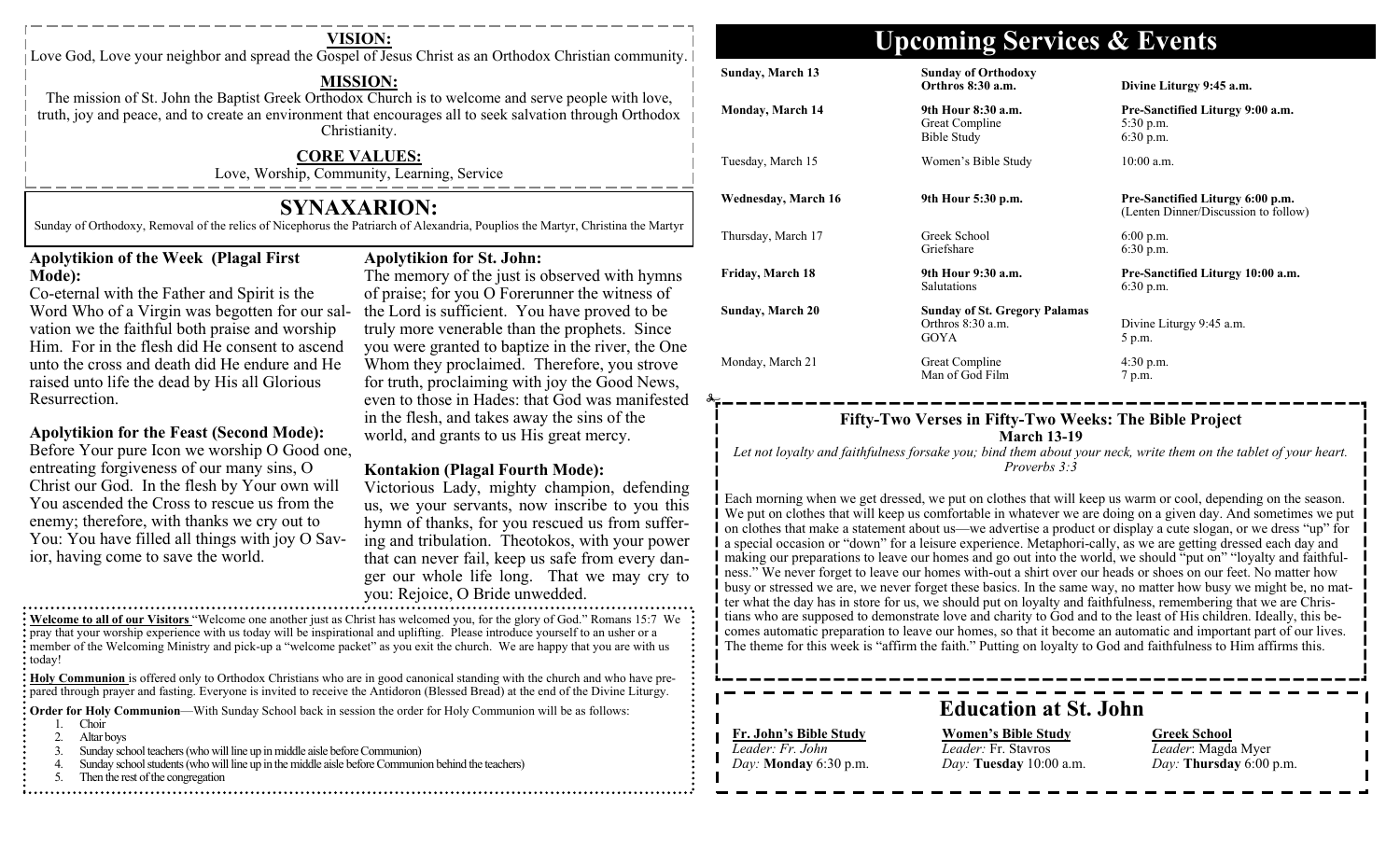## VISION:

Love God, Love your neighbor and spread the Gospel of Jesus Christ as an Orthodox Christian community.

## MISSION:

The mission of St. John the Baptist Greek Orthodox Church is to welcome and serve people with love, truth, joy and peace, and to create an environment that encourages all to seek salvation through Orthodox Christianity.

## CORE VALUES:

Love, Worship, Community, Learning, Service

# SYNAXARION:

Sunday of Orthodoxy, Removal of the relics of Nicephorus the Patriarch of Alexandria, Pouplios the Martyr, Christina the Martyr

### Apolytikion of the Week (Plagal First Mode):

Co-eternal with the Father and Spirit is the Word Who of a Virgin was begotten for our salvation we the faithful both praise and worship Him. For in the flesh did He consent to ascend unto the cross and death did He endure and He raised unto life the dead by His all Glorious Resurrection.

### Apolytikion for the Feast (Second Mode):

Before Your pure Icon we worship O Good one, entreating forgiveness of our many sins, O Christ our God. In the flesh by Your own will You ascended the Cross to rescue us from the enemy; therefore, with thanks we cry out to You: You have filled all things with joy O Savior, having come to save the world.

### Apolytikion for St. John:

The memory of the just is observed with hymns of praise; for you O Forerunner the witness of the Lord is sufficient. You have proved to be truly more venerable than the prophets. Since you were granted to baptize in the river, the One Whom they proclaimed. Therefore, you strove for truth, proclaiming with joy the Good News, even to those in Hades: that God was manifested in the flesh, and takes away the sins of the world, and grants to us His great mercy.

### Kontakion (Plagal Fourth Mode):

Victorious Lady, mighty champion, defending us, we your servants, now inscribe to you this hymn of thanks, for you rescued us from suffering and tribulation. Theotokos, with your power that can never fail, keep us safe from every danger our whole life long. That we may cry to you: Rejoice, O Bride unwedded.

**Welcome to all of our Visitors** "Welcome one another just as Christ has welcomed you, for the glory of God." Romans 15:7 We pray that your worship experience with us today will be inspirational and uplifting. Please introduce yourself to an usher or a member of the Welcoming Ministry and pick-up a "welcome packet" as you exit the church. We are happy that you are with us today!

**Holy Communion** is offered only to Orthodox Christians who are in good canonical standing with the church and who have prepared through prayer and fasting. Everyone is invited to receive the Antidoron (Blessed Bread) at the end of the Divine Liturgy.

**Order for Holy Communion**—With Sunday School back in session the order for Holy Communion will be as follows:

1. Choir
2. Altar boys
3. Sunday school teachers (who will line up in middle aisle before Communion)
4. Sunday school students (who will line up in the middle aisle before Communion behind the teachers)
5. Then the rest of the congregation

# Upcoming Services & Events

| | | |
|---|---|---|
| **Sunday, March 13** | **Sunday of Orthodoxy** **Orthros 8:30 a.m.** | **Divine Liturgy 9:45 a.m.** |
| **Monday, March 14** | **9th Hour 8:30 a.m.** Great Compline Bible Study | **Pre-Sanctified Liturgy 9:00 a.m.** 5:30 p.m. 6:30 p.m. |
| Tuesday, March 15 | Women's Bible Study | 10:00 a.m. |
| **Wednesday, March 16** | **9th Hour 5:30 p.m.** | **Pre-Sanctified Liturgy 6:00 p.m.** (Lenten Dinner/Discussion to follow) |
| Thursday, March 17 | Greek School Griefshare | 6:00 p.m. 6:30 p.m. |
| **Friday, March 18** | **9th Hour 9:30 a.m.** Salutations | **Pre-Sanctified Liturgy 10:00 a.m.** 6:30 p.m. |
| **Sunday, March 20** | **Sunday of St. Gregory Palamas** Orthros 8:30 a.m. GOYA | Divine Liturgy 9:45 a.m. 5 p.m. |
| Monday, March 21 | Great Compline Man of God Film | 4:30 p.m. 7 p.m. |

### Fifty-Two Verses in Fifty-Two Weeks: The Bible Project
**March 13-19**

*Let not loyalty and faithfulness forsake you; bind them about your neck, write them on the tablet of your heart. Proverbs 3:3*

Each morning when we get dressed, we put on clothes that will keep us warm or cool, depending on the season. We put on clothes that will keep us comfortable in whatever we are doing on a given day. And sometimes we put on clothes that make a statement about us—we advertise a product or display a cute slogan, or we dress "up" for a special occasion or "down" for a leisure experience. Metaphori-cally, as we are getting dressed each day and making our preparations to leave our homes and go out into the world, we should "put on" "loyalty and faithful-ness." We never forget to leave our homes with-out a shirt over our heads or shoes on our feet. No matter how busy or stressed we are, we never forget these basics. In the same way, no matter how busy we might be, no matter what the day has in store for us, we should put on loyalty and faithfulness, remembering that we are Christians who are supposed to demonstrate love and charity to God and to the least of His children. Ideally, this becomes automatic preparation to leave our homes, so that it become an automatic and important part of our lives. The theme for this week is "affirm the faith." Putting on loyalty to God and faithfulness to Him affirms this.

# Education at St. John

| **Fr. John's Bible Study** | **Women's Bible Study** | **Greek School** |
|---|---|---|
| *Leader: Fr. John* | *Leader:* Fr. Stavros | *Leader*: Magda Myer |
| *Day:* **Monday** 6:30 p.m. | *Day:* **Tuesday** 10:00 a.m. | *Day:* **Thursday** 6:00 p.m. |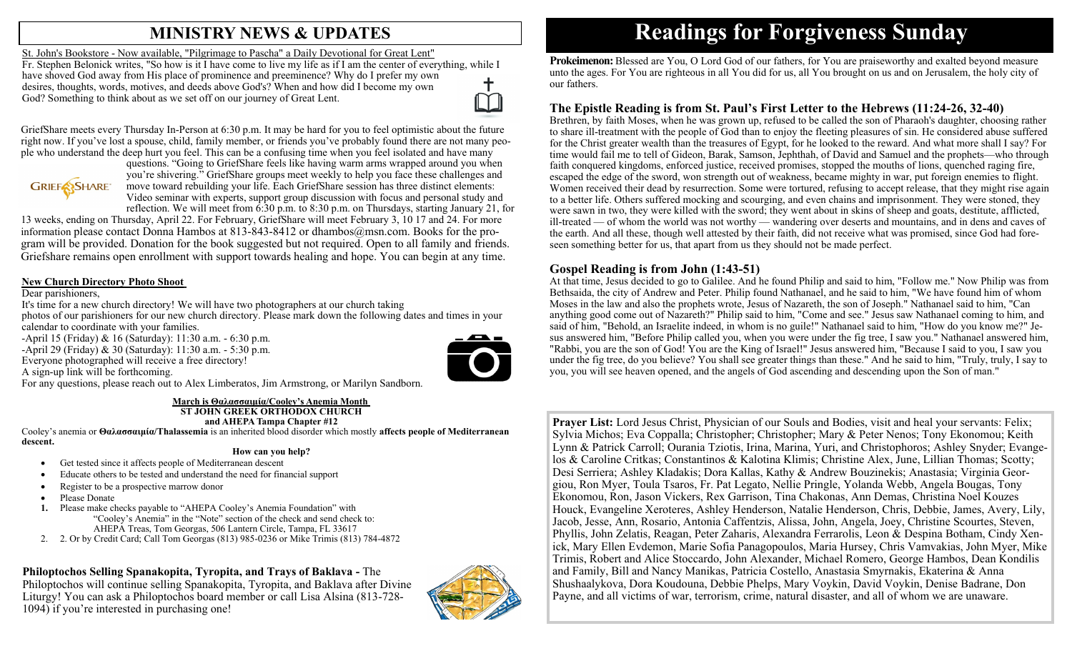## MINISTRY NEWS & UPDATES

St. John's Bookstore - Now available, "Pilgrimage to Pascha" a Daily Devotional for Great Lent"

Fr. Stephen Belonick writes, "So how is it I have come to live my life as if I am the center of everything, while I have shoved God away from His place of prominence and preeminence? Why do I prefer my own desires, thoughts, words, motives, and deeds above God's? When and how did I become my own God? Something to think about as we set off on our journey of Great Lent.

GriefShare meets every Thursday In-Person at 6:30 p.m. It may be hard for you to feel optimistic about the future right now. If you've lost a spouse, child, family member, or friends you've probably found there are not many people who understand the deep hurt you feel. This can be a confusing time when you feel isolated and have many questions. "Going to GriefShare feels like having warm arms wrapped around you when you're shivering." GriefShare groups meet weekly to help you face these challenges and move toward rebuilding your life. Each GriefShare session has three distinct elements: Video seminar with experts, support group discussion with focus and personal study and reflection. We will meet from 6:30 p.m. to 8:30 p.m. on Thursdays, starting January 21, for 13 weeks, ending on Thursday, April 22. For February, GriefShare will meet February 3, 10 17 and 24. For more information please contact Donna Hambos at 813-843-8412 or dhambos@msn.com. Books for the program will be provided. Donation for the book suggested but not required. Open to all family and friends. Griefshare remains open enrollment with support towards healing and hope. You can begin at any time.

**New Church Directory Photo Shoot**

Dear parishioners,

It's time for a new church directory! We will have two photographers at our church taking photos of our parishioners for our new church directory. Please mark down the following dates and times in your calendar to coordinate with your families.

-April 15 (Friday) & 16 (Saturday): 11:30 a.m. - 6:30 p.m.

-April 29 (Friday) & 30 (Saturday): 11:30 a.m. - 5:30 p.m.

Everyone photographed will receive a free directory!

A sign-up link will be forthcoming.

For any questions, please reach out to Alex Limberatos, Jim Armstrong, or Marilyn Sandborn.

**March is Θαλασσαιμία/Cooley's Anemia Month**
**ST JOHN GREEK ORTHODOX CHURCH**
**and AHEPA Tampa Chapter #12**

Cooley's anemia or **Θαλασσαιμία/Thalassemia** is an inherited blood disorder which mostly **affects people of Mediterranean descent.**

**How can you help?**

- Get tested since it affects people of Mediterranean descent
- Educate others to be tested and understand the need for financial support
- Register to be a prospective marrow donor
- Please Donate

1. Please make checks payable to "AHEPA Cooley's Anemia Foundation" with "Cooley's Anemia" in the "Note" section of the check and send check to: AHEPA Treas, Tom Georgas, 506 Lantern Circle, Tampa, FL 33617
2. 2. Or by Credit Card; Call Tom Georgas (813) 985-0236 or Mike Trimis (813) 784-4872

**Philoptochos Selling Spanakopita, Tyropita, and Trays of Baklava -** The Philoptochos will continue selling Spanakopita, Tyropita, and Baklava after Divine Liturgy! You can ask a Philoptochos board member or call Lisa Alsina (813-728-1094) if you're interested in purchasing one!

# Readings for Forgiveness Sunday

**Prokeimenon:** Blessed are You, O Lord God of our fathers, for You are praiseworthy and exalted beyond measure unto the ages. For You are righteous in all You did for us, all You brought on us and on Jerusalem, the holy city of our fathers.

### The Epistle Reading is from St. Paul's First Letter to the Hebrews (11:24-26, 32-40)

Brethren, by faith Moses, when he was grown up, refused to be called the son of Pharaoh's daughter, choosing rather to share ill-treatment with the people of God than to enjoy the fleeting pleasures of sin. He considered abuse suffered for the Christ greater wealth than the treasures of Egypt, for he looked to the reward. And what more shall I say? For time would fail me to tell of Gideon, Barak, Samson, Jephthah, of David and Samuel and the prophets—who through faith conquered kingdoms, enforced justice, received promises, stopped the mouths of lions, quenched raging fire, escaped the edge of the sword, won strength out of weakness, became mighty in war, put foreign enemies to flight. Women received their dead by resurrection. Some were tortured, refusing to accept release, that they might rise again to a better life. Others suffered mocking and scourging, and even chains and imprisonment. They were stoned, they were sawn in two, they were killed with the sword; they went about in skins of sheep and goats, destitute, afflicted, ill-treated — of whom the world was not worthy — wandering over deserts and mountains, and in dens and caves of the earth. And all these, though well attested by their faith, did not receive what was promised, since God had foreseen something better for us, that apart from us they should not be made perfect.

### Gospel Reading is from John (1:43-51)

At that time, Jesus decided to go to Galilee. And he found Philip and said to him, "Follow me." Now Philip was from Bethsaida, the city of Andrew and Peter. Philip found Nathanael, and he said to him, "We have found him of whom Moses in the law and also the prophets wrote, Jesus of Nazareth, the son of Joseph." Nathanael said to him, "Can anything good come out of Nazareth?" Philip said to him, "Come and see." Jesus saw Nathanael coming to him, and said of him, "Behold, an Israelite indeed, in whom is no guile!" Nathanael said to him, "How do you know me?" Jesus answered him, "Before Philip called you, when you were under the fig tree, I saw you." Nathanael answered him, "Rabbi, you are the son of God! You are the King of Israel!" Jesus answered him, "Because I said to you, I saw you under the fig tree, do you believe? You shall see greater things than these." And he said to him, "Truly, truly, I say to you, you will see heaven opened, and the angels of God ascending and descending upon the Son of man."

**Prayer List:** Lord Jesus Christ, Physician of our Souls and Bodies, visit and heal your servants: Felix; Sylvia Michos; Eva Coppalla; Christopher; Christopher; Mary & Peter Nenos; Tony Ekonomou; Keith Lynn & Patrick Carroll; Ourania Tziotis, Irina, Marina, Yuri, and Christophoros; Ashley Snyder; Evangelos & Caroline Critkas; Constantinos & Kalotina Klimis; Christine Alex, June, Lillian Thomas; Scotty; Desi Serriera; Ashley Kladakis; Dora Kallas, Kathy & Andrew Bouzinekis; Anastasia; Virginia Georgiou, Ron Myer, Toula Tsaros, Fr. Pat Legato, Nellie Pringle, Yolanda Webb, Angela Bougas, Tony Ekonomou, Ron, Jason Vickers, Rex Garrison, Tina Chakonas, Ann Demas, Christina Noel Kouzes Houck, Evangeline Xeroteres, Ashley Henderson, Natalie Henderson, Chris, Debbie, James, Avery, Lily, Jacob, Jesse, Ann, Rosario, Antonia Caffentzis, Alissa, John, Angela, Joey, Christine Scourtes, Steven, Phyllis, John Zelatis, Reagan, Peter Zaharis, Alexandra Ferrarolis, Leon & Despina Botham, Cindy Xenick, Mary Ellen Evdemon, Marie Sofia Panagopoulos, Maria Hursey, Chris Vamvakias, John Myer, Mike Trimis, Robert and Alice Stoccardo, John Alexander, Michael Romero, George Hambos, Dean Kondilis and Family, Bill and Nancy Manikas, Patricia Costello, Anastasia Smyrnakis, Ekaterina & Anna Shushaalykova, Dora Koudouna, Debbie Phelps, Mary Voykin, David Voykin, Denise Badrane, Don Payne, and all victims of war, terrorism, crime, natural disaster, and all of whom we are unaware.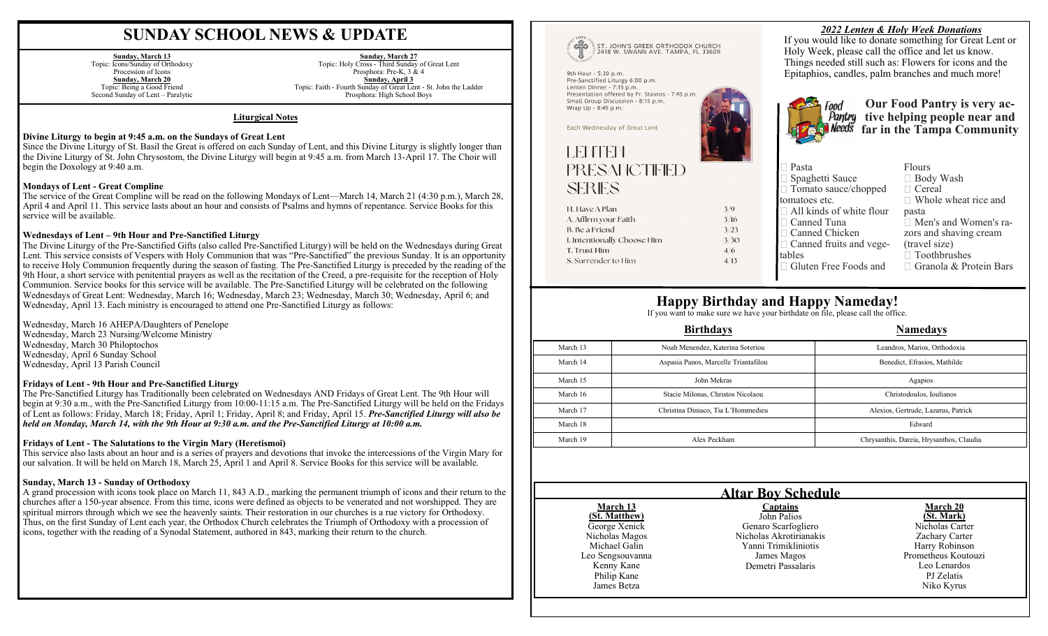# SUNDAY SCHOOL NEWS & UPDATE

**Sunday, March 13**
Topic: Icons/Sunday of Orthodoxy
Procession of Icons
**Sunday, March 20**
Topic: Being a Good Friend
Second Sunday of Lent – Paralytic

**Sunday, March 27**
Topic: Holy Cross - Third Sunday of Great Lent
Prosphora: Pre-K, 3 & 4
**Sunday, April 3**
Topic: Faith - Fourth Sunday of Great Lent - St. John the Ladder
Prosphora: High School Boys

## Liturgical Notes

**Divine Liturgy to begin at 9:45 a.m. on the Sundays of Great Lent**

Since the Divine Liturgy of St. Basil the Great is offered on each Sunday of Lent, and this Divine Liturgy is slightly longer than the Divine Liturgy of St. John Chrysostom, the Divine Liturgy will begin at 9:45 a.m. from March 13-April 17. The Choir will begin the Doxology at 9:40 a.m.

**Mondays of Lent - Great Compline**

The service of the Great Compline will be read on the following Mondays of Lent—March 14, March 21 (4:30 p.m.), March 28, April 4 and April 11. This service lasts about an hour and consists of Psalms and hymns of repentance. Service Books for this service will be available.

**Wednesdays of Lent – 9th Hour and Pre-Sanctified Liturgy**

The Divine Liturgy of the Pre-Sanctified Gifts (also called Pre-Sanctified Liturgy) will be held on the Wednesdays during Great Lent. This service consists of Vespers with Holy Communion that was "Pre-Sanctified" the previous Sunday. It is an opportunity to receive Holy Communion frequently during the season of fasting. The Pre-Sanctified Liturgy is preceded by the reading of the 9th Hour, a short service with penitential prayers as well as the recitation of the Creed, a pre-requisite for the reception of Holy Communion. Service books for this service will be available. The Pre-Sanctified Liturgy will be celebrated on the following Wednesdays of Great Lent: Wednesday, March 16; Wednesday, March 23; Wednesday, March 30; Wednesday, April 6; and Wednesday, April 13. Each ministry is encouraged to attend one Pre-Sanctified Liturgy as follows:

Wednesday, March 16 AHEPA/Daughters of Penelope
Wednesday, March 23 Nursing/Welcome Ministry
Wednesday, March 30 Philoptochos
Wednesday, April 6 Sunday School
Wednesday, April 13 Parish Council

**Fridays of Lent - 9th Hour and Pre-Sanctified Liturgy**

The Pre-Sanctified Liturgy has Traditionally been celebrated on Wednesdays AND Fridays of Great Lent. The 9th Hour will begin at 9:30 a.m., with the Pre-Sanctified Liturgy from 10:00-11:15 a.m. The Pre-Sanctified Liturgy will be held on the Fridays of Lent as follows: Friday, March 18; Friday, April 1; Friday, April 8; and Friday, April 15. ***Pre-Sanctified Liturgy will also be held on Monday, March 14, with the 9th Hour at 9:30 a.m. and the Pre-Sanctified Liturgy at 10:00 a.m.***

**Fridays of Lent - The Salutations to the Virgin Mary (Heretismoi)**

This service also lasts about an hour and is a series of prayers and devotions that invoke the intercessions of the Virgin Mary for our salvation. It will be held on March 18, March 25, April 1 and April 8. Service Books for this service will be available.

**Sunday, March 13 - Sunday of Orthodoxy**

A grand procession with icons took place on March 11, 843 A.D., marking the permanent triumph of icons and their return to the churches after a 150-year absence. From this time, icons were defined as objects to be venerated and not worshipped. They are spiritual mirrors through which we see the heavenly saints. Their restoration in our churches is a rue victory for Orthodoxy. Thus, on the first Sunday of Lent each year, the Orthodox Church celebrates the Triumph of Orthodoxy with a procession of icons, together with the reading of a Synodal Statement, authored in 843, marking their return to the church.

ST. JOHN'S GREEK ORTHODOX CHURCH
2418 W. SWANN AVE. TAMPA, FL 33609

9th Hour - 5:30 p.m.
Pre-Sanctified Liturgy 6:00 p.m.
Lenten Dinner - 7:15 p.m.
Presentation offered by Fr. Stavros - 7:45 p.m.
Small Group Discussion - 8:15 p.m.
Wrap Up - 8:45 p.m.

Each Wednesday of Great Lent

## LENTEN PRESANCTIFIED SERIES

| | |
|---|---|
| H. Have A Plan | 3/9 |
| A. Affirm your Faith | 3/16 |
| B. Be a Friend | 3/23 |
| I. Intentionally Choose Him | 3/30 |
| T. Trust Him | 4/6 |
| S. Surrender to Him | 4/13 |

***2022 Lenten & Holy Week Donations***

If you would like to donate something for Great Lent or Holy Week, please call the office and let us know. Things needed still such as: Flowers for icons and the Epitaphios, candles, palm branches and much more!

Food Pantry Needs

**Our Food Pantry is very active helping people near and far in the Tampa Community**

- Pasta
- Spaghetti Sauce
- Tomato sauce/chopped tomatoes etc.
- All kinds of white flour
- Canned Tuna
- Canned Chicken
- Canned fruits and vegetables
- Gluten Free Foods and Flours
- Body Wash
- Cereal
- Whole wheat rice and pasta
- Men's and Women's razors and shaving cream (travel size)
- Toothbrushes
- Granola & Protein Bars

## Happy Birthday and Happy Nameday!

If you want to make sure we have your birthdate on file, please call the office.

| | Birthdays | Namedays |
|---|---|---|
| March 13 | Noah Menendez, Katerina Soteriou | Leandros, Marios, Orthodoxia |
| March 14 | Aspasia Panos, Marcelle Triantafilou | Benedict, Efrasios, Mathilde |
| March 15 | John Mekras | Agapios |
| March 16 | Stacie Milonas, Christos Nicolaou | Christodoulos, Ioulianos |
| March 17 | Christina Diniaco, Tia L'Hommedieu | Alexios, Gertrude, Lazarus, Patrick |
| March 18 | | Edward |
| March 19 | Alex Peckham | Chrysanthis, Dareia, Hrysanthos, Claudia |

## Altar Boy Schedule

| March 13 (St. Matthew) | Captains | March 20 (St. Mark) |
|---|---|---|
| George Xenick | John Palios | Nicholas Carter |
| Nicholas Magos | Genaro Scarfogliero | Zachary Carter |
| Michael Galin | Nicholas Akrotirianakis | Harry Robinson |
| Leo Sengsouvanna | Yanni Trimikliniotis | Prometheus Koutouzi |
| Kenny Kane | James Magos | Leo Lenardos |
| Philip Kane | Demetri Passalaris | PJ Zelatis |
| James Betza | | Niko Kyrus |